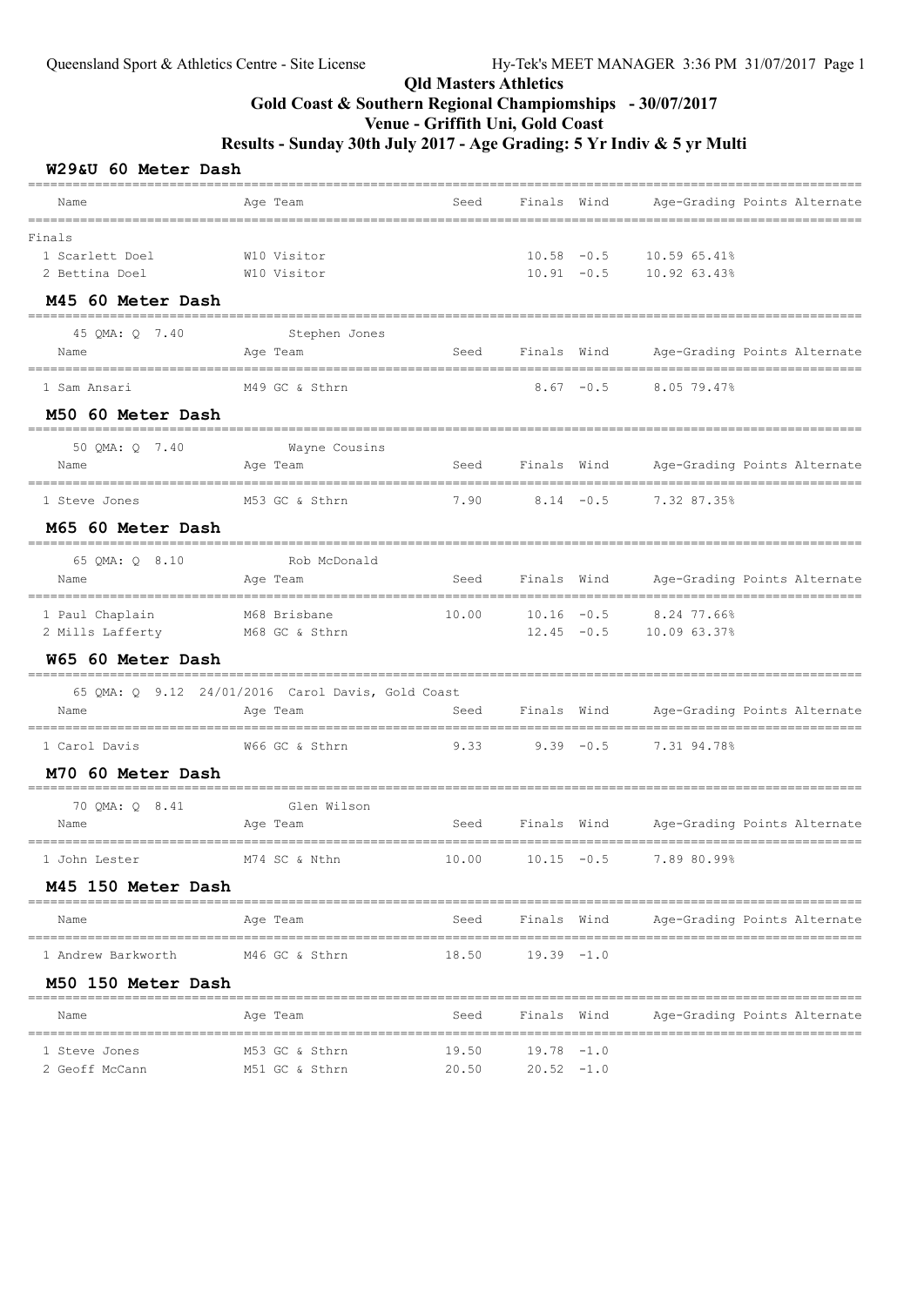# Qld Masters Athletics

## Gold Coast & Southern Regional Champiomships - 30/07/2017

## Venue - Griffith Uni, Gold Coast

## Results - Sunday 30th July 2017 - Age Grading: 5 Yr Indiv & 5 yr Multi

### W29&U 60 Meter Dash

| Name | Age | Team | Seed | Finals | Wind | Age-Grading | Points | Alternate |
|---|---|---|---|---|---|---|---|---|
| **Finals** | | | | | | | | |
| 1 Scarlett Doel | W10 | Visitor | | 10.58 | -0.5 | 10.59 65.41% | | |
| 2 Bettina Doel | W10 | Visitor | | 10.91 | -0.5 | 10.92 63.43% | | |

### M45 60 Meter Dash

45 QMA: Q 7.40 Stephen Jones

| Name | Age | Team | Seed | Finals | Wind | Age-Grading | Points | Alternate |
|---|---|---|---|---|---|---|---|---|
| 1 Sam Ansari | M49 | GC & Sthrn | | 8.67 | -0.5 | 8.05 79.47% | | |

### M50 60 Meter Dash

50 QMA: Q 7.40 Wayne Cousins

| Name | Age | Team | Seed | Finals | Wind | Age-Grading | Points | Alternate |
|---|---|---|---|---|---|---|---|---|
| 1 Steve Jones | M53 | GC & Sthrn | 7.90 | 8.14 | -0.5 | 7.32 87.35% | | |

### M65 60 Meter Dash

65 QMA: Q 8.10 Rob McDonald

| Name | Age | Team | Seed | Finals | Wind | Age-Grading | Points | Alternate |
|---|---|---|---|---|---|---|---|---|
| 1 Paul Chaplain | M68 | Brisbane | 10.00 | 10.16 | -0.5 | 8.24 77.66% | | |
| 2 Mills Lafferty | M68 | GC & Sthrn | | 12.45 | -0.5 | 10.09 63.37% | | |

### W65 60 Meter Dash

65 QMA: Q 9.12 24/01/2016 Carol Davis, Gold Coast

| Name | Age | Team | Seed | Finals | Wind | Age-Grading | Points | Alternate |
|---|---|---|---|---|---|---|---|---|
| 1 Carol Davis | W66 | GC & Sthrn | 9.33 | 9.39 | -0.5 | 7.31 94.78% | | |

### M70 60 Meter Dash

70 QMA: Q 8.41 Glen Wilson

| Name | Age | Team | Seed | Finals | Wind | Age-Grading | Points | Alternate |
|---|---|---|---|---|---|---|---|---|
| 1 John Lester | M74 | SC & Nthn | 10.00 | 10.15 | -0.5 | 7.89 80.99% | | |

### M45 150 Meter Dash

| Name | Age | Team | Seed | Finals | Wind | Age-Grading | Points | Alternate |
|---|---|---|---|---|---|---|---|---|
| 1 Andrew Barkworth | M46 | GC & Sthrn | 18.50 | 19.39 | -1.0 | | | |

### M50 150 Meter Dash

| Name | Age | Team | Seed | Finals | Wind | Age-Grading | Points | Alternate |
|---|---|---|---|---|---|---|---|---|
| 1 Steve Jones | M53 | GC & Sthrn | 19.50 | 19.78 | -1.0 | | | |
| 2 Geoff McCann | M51 | GC & Sthrn | 20.50 | 20.52 | -1.0 | | | |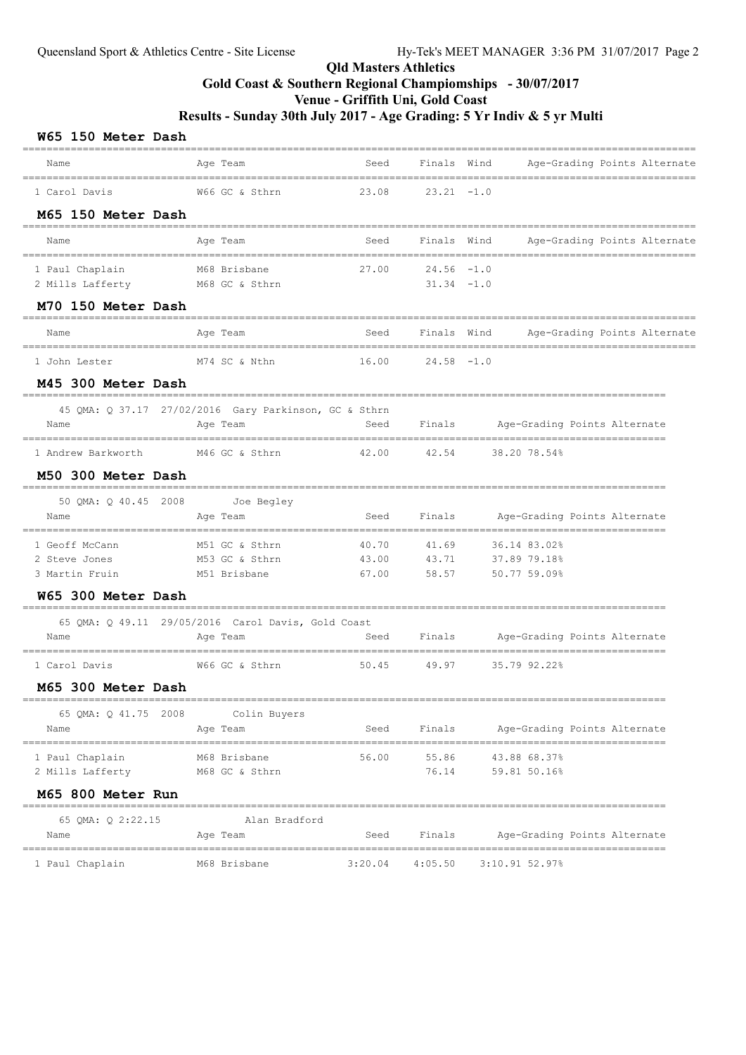## Qld Masters Athletics

## Gold Coast & Southern Regional Champiomships - 30/07/2017

## Venue - Griffith Uni, Gold Coast

## Results - Sunday 30th July 2017 - Age Grading: 5 Yr Indiv & 5 yr Multi

### W65 150 Meter Dash

| Name | Age | Team | Seed | Finals | Wind | Age-Grading | Points | Alternate |
|---|---|---|---|---|---|---|---|---|
| 1 Carol Davis | W66 | GC & Sthrn | 23.08 | 23.21 | -1.0 | | | |

### M65 150 Meter Dash

| Name | Age | Team | Seed | Finals | Wind | Age-Grading | Points | Alternate |
|---|---|---|---|---|---|---|---|---|
| 1 Paul Chaplain | M68 | Brisbane | 27.00 | 24.56 | -1.0 | | | |
| 2 Mills Lafferty | M68 | GC & Sthrn | | 31.34 | -1.0 | | | |

### M70 150 Meter Dash

| Name | Age | Team | Seed | Finals | Wind | Age-Grading | Points | Alternate |
|---|---|---|---|---|---|---|---|---|
| 1 John Lester | M74 | SC & Nthn | 16.00 | 24.58 | -1.0 | | | |

### M45 300 Meter Dash

45 QMA: Q 37.17 27/02/2016 Gary Parkinson, GC & Sthrn

| Name | Age | Team | Seed | Finals | Age-Grading | Points | Alternate |
|---|---|---|---|---|---|---|---|
| 1 Andrew Barkworth | M46 | GC & Sthrn | 42.00 | 42.54 | 38.20 78.54% | | |

### M50 300 Meter Dash

50 QMA: Q 40.45 2008 Joe Begley

| Name | Age | Team | Seed | Finals | Age-Grading | Points | Alternate |
|---|---|---|---|---|---|---|---|
| 1 Geoff McCann | M51 | GC & Sthrn | 40.70 | 41.69 | 36.14 83.02% | | |
| 2 Steve Jones | M53 | GC & Sthrn | 43.00 | 43.71 | 37.89 79.18% | | |
| 3 Martin Fruin | M51 | Brisbane | 67.00 | 58.57 | 50.77 59.09% | | |

### W65 300 Meter Dash

65 QMA: Q 49.11 29/05/2016 Carol Davis, Gold Coast

| Name | Age | Team | Seed | Finals | Age-Grading | Points | Alternate |
|---|---|---|---|---|---|---|---|
| 1 Carol Davis | W66 | GC & Sthrn | 50.45 | 49.97 | 35.79 92.22% | | |

### M65 300 Meter Dash

65 QMA: Q 41.75 2008 Colin Buyers

| Name | Age | Team | Seed | Finals | Age-Grading | Points | Alternate |
|---|---|---|---|---|---|---|---|
| 1 Paul Chaplain | M68 | Brisbane | 56.00 | 55.86 | 43.88 68.37% | | |
| 2 Mills Lafferty | M68 | GC & Sthrn | | 76.14 | 59.81 50.16% | | |

### M65 800 Meter Run

65 QMA: Q 2:22.15 Alan Bradford

| Name | Age | Team | Seed | Finals | Age-Grading | Points | Alternate |
|---|---|---|---|---|---|---|---|
| 1 Paul Chaplain | M68 | Brisbane | 3:20.04 | 4:05.50 | 3:10.91 52.97% | | |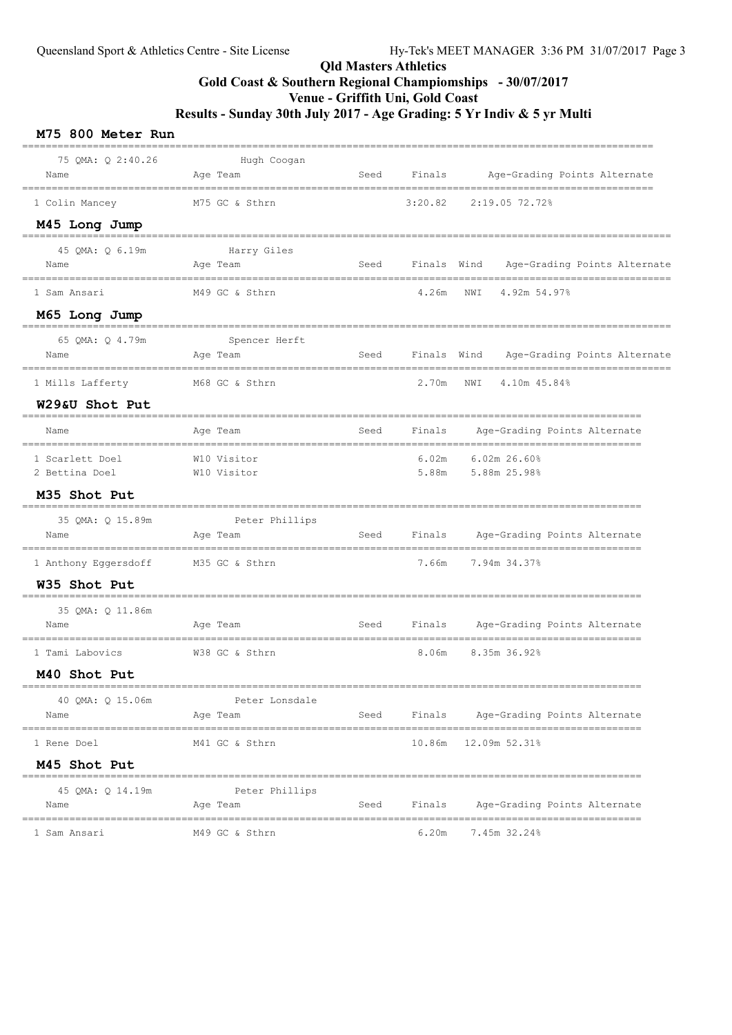Queensland Sport & Athletics Centre - Site License Hy-Tek's MEET MANAGER 3:36 PM 31/07/2017 Page 3

# Qld Masters Athletics

## Gold Coast & Southern Regional Championships - 30/07/2017

## Venue - Griffith Uni, Gold Coast

## Results - Sunday 30th July 2017 - Age Grading: 5 Yr Indiv & 5 yr Multi

### M75 800 Meter Run

75 QMA: Q 2:40.26 Hugh Coogan

| Name | Age | Team | Seed | Finals | Age-Grading | Points | Alternate |
|---|---|---|---|---|---|---|---|
| 1 Colin Mancey | M75 | GC & Sthrn | | 3:20.82 | 2:19.05 | 72.72% | |

### M45 Long Jump

45 QMA: Q 6.19m Harry Giles

| Name | Age | Team | Seed | Finals | Wind | Age-Grading | Points | Alternate |
|---|---|---|---|---|---|---|---|---|
| 1 Sam Ansari | M49 | GC & Sthrn | | 4.26m | NWI | 4.92m | 54.97% | |

### M65 Long Jump

65 QMA: Q 4.79m Spencer Herft

| Name | Age | Team | Seed | Finals | Wind | Age-Grading | Points | Alternate |
|---|---|---|---|---|---|---|---|---|
| 1 Mills Lafferty | M68 | GC & Sthrn | | 2.70m | NWI | 4.10m | 45.84% | |

### W29&U Shot Put

| Name | Age | Team | Seed | Finals | Age-Grading | Points | Alternate |
|---|---|---|---|---|---|---|---|
| 1 Scarlett Doel | W10 | Visitor | | 6.02m | 6.02m | 26.60% | |
| 2 Bettina Doel | W10 | Visitor | | 5.88m | 5.88m | 25.98% | |

### M35 Shot Put

35 QMA: Q 15.89m Peter Phillips

| Name | Age | Team | Seed | Finals | Age-Grading | Points | Alternate |
|---|---|---|---|---|---|---|---|
| 1 Anthony Eggersdoff | M35 | GC & Sthrn | | 7.66m | 7.94m | 34.37% | |

### W35 Shot Put

35 QMA: Q 11.86m

| Name | Age | Team | Seed | Finals | Age-Grading | Points | Alternate |
|---|---|---|---|---|---|---|---|
| 1 Tami Labovics | W38 | GC & Sthrn | | 8.06m | 8.35m | 36.92% | |

### M40 Shot Put

40 QMA: Q 15.06m Peter Lonsdale

| Name | Age | Team | Seed | Finals | Age-Grading | Points | Alternate |
|---|---|---|---|---|---|---|---|
| 1 Rene Doel | M41 | GC & Sthrn | | 10.86m | 12.09m | 52.31% | |

### M45 Shot Put

45 QMA: Q 14.19m Peter Phillips

| Name | Age | Team | Seed | Finals | Age-Grading | Points | Alternate |
|---|---|---|---|---|---|---|---|
| 1 Sam Ansari | M49 | GC & Sthrn | | 6.20m | 7.45m | 32.24% | |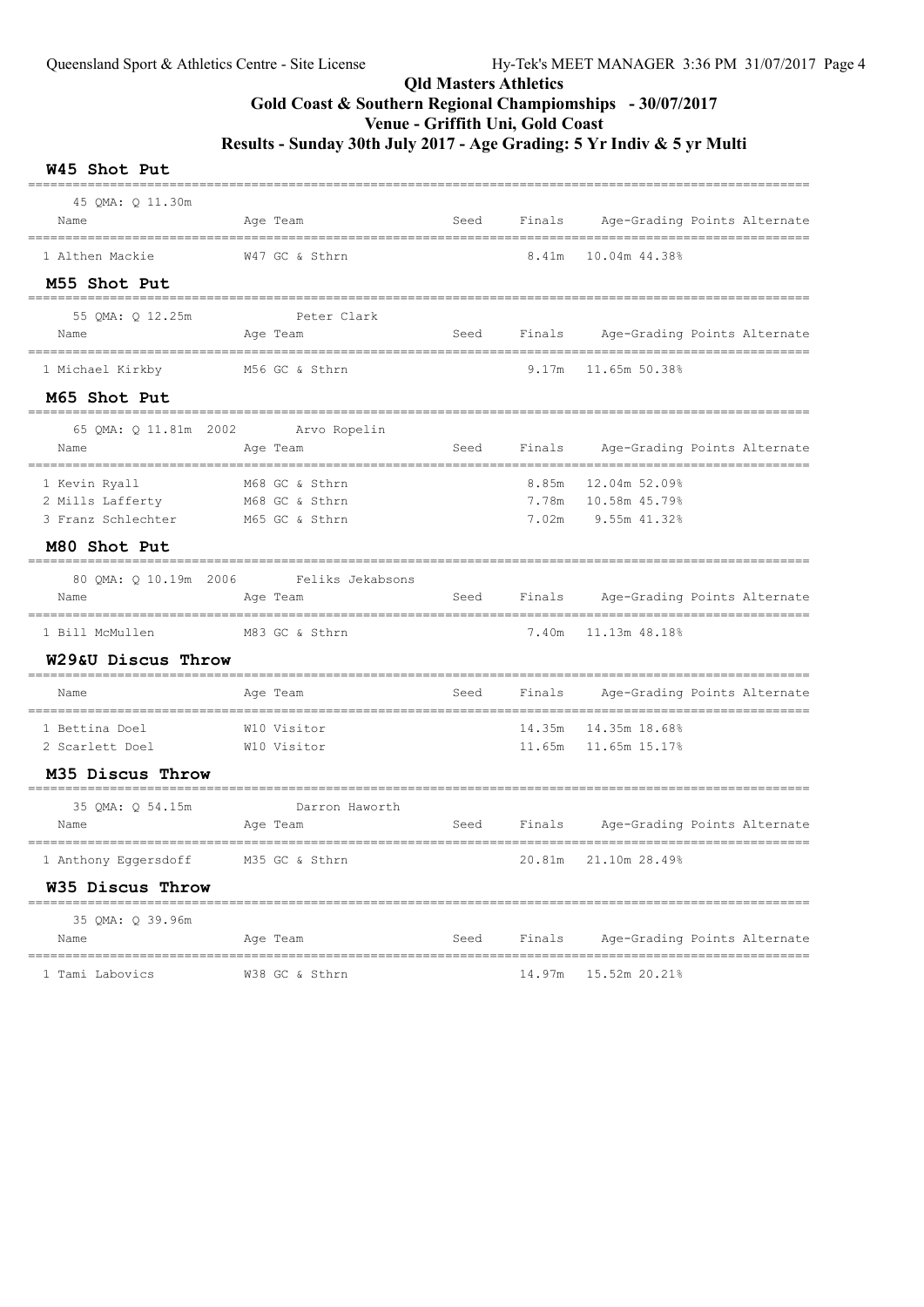# Qld Masters Athletics

## Gold Coast & Southern Regional Champiomships - 30/07/2017

## Venue - Griffith Uni, Gold Coast

## Results - Sunday 30th July 2017 - Age Grading: 5 Yr Indiv & 5 yr Multi

### W45 Shot Put

45 QMA: Q 11.30m

| Name | Age | Team | Seed | Finals | Age-Grading | Points | Alternate |
|---|---|---|---|---|---|---|---|
| 1 Althen Mackie | W47 | GC & Sthrn | | 8.41m | 10.04m | 44.38% | |

### M55 Shot Put

55 QMA: Q 12.25m Peter Clark

| Name | Age | Team | Seed | Finals | Age-Grading | Points | Alternate |
|---|---|---|---|---|---|---|---|
| 1 Michael Kirkby | M56 | GC & Sthrn | | 9.17m | 11.65m | 50.38% | |

### M65 Shot Put

65 QMA: Q 11.81m 2002 Arvo Ropelin

| Name | Age | Team | Seed | Finals | Age-Grading | Points | Alternate |
|---|---|---|---|---|---|---|---|
| 1 Kevin Ryall | M68 | GC & Sthrn | | 8.85m | 12.04m | 52.09% | |
| 2 Mills Lafferty | M68 | GC & Sthrn | | 7.78m | 10.58m | 45.79% | |
| 3 Franz Schlechter | M65 | GC & Sthrn | | 7.02m | 9.55m | 41.32% | |

### M80 Shot Put

80 QMA: Q 10.19m 2006 Feliks Jekabsons

| Name | Age | Team | Seed | Finals | Age-Grading | Points | Alternate |
|---|---|---|---|---|---|---|---|
| 1 Bill McMullen | M83 | GC & Sthrn | | 7.40m | 11.13m | 48.18% | |

### W29&U Discus Throw

| Name | Age | Team | Seed | Finals | Age-Grading | Points | Alternate |
|---|---|---|---|---|---|---|---|
| 1 Bettina Doel | W10 | Visitor | | 14.35m | 14.35m | 18.68% | |
| 2 Scarlett Doel | W10 | Visitor | | 11.65m | 11.65m | 15.17% | |

### M35 Discus Throw

35 QMA: Q 54.15m Darron Haworth

| Name | Age | Team | Seed | Finals | Age-Grading | Points | Alternate |
|---|---|---|---|---|---|---|---|
| 1 Anthony Eggersdoff | M35 | GC & Sthrn | | 20.81m | 21.10m | 28.49% | |

### W35 Discus Throw

35 QMA: Q 39.96m

| Name | Age | Team | Seed | Finals | Age-Grading | Points | Alternate |
|---|---|---|---|---|---|---|---|
| 1 Tami Labovics | W38 | GC & Sthrn | | 14.97m | 15.52m | 20.21% | |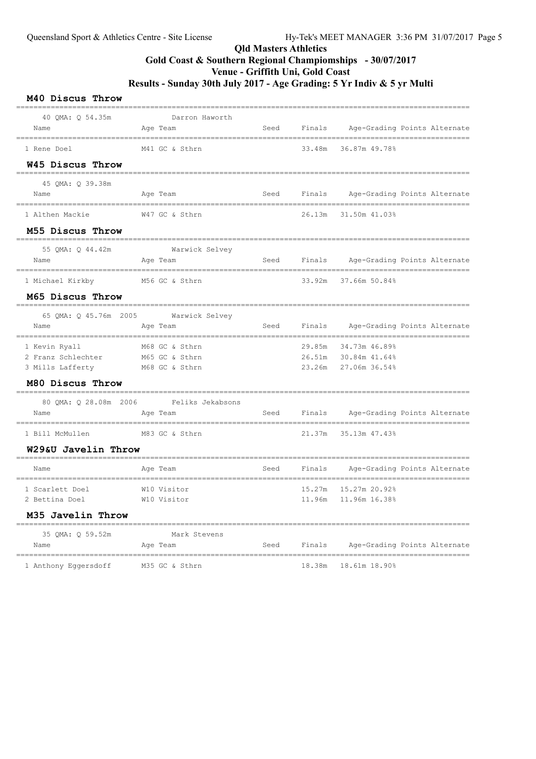Qld Masters Athletics

Gold Coast & Southern Regional Champiomships - 30/07/2017

Venue - Griffith Uni, Gold Coast

Results - Sunday 30th July 2017 - Age Grading: 5 Yr Indiv & 5 yr Multi

## M40 Discus Throw

40 QMA: Q 54.35m Darron Haworth

| Name | Age | Team | Seed | Finals | Age-Grading | Points | Alternate |
|---|---|---|---|---|---|---|---|
| 1 Rene Doel | M41 | GC & Sthrn | | 33.48m | 36.87m | 49.78% | |

## W45 Discus Throw

45 QMA: Q 39.38m

| Name | Age | Team | Seed | Finals | Age-Grading | Points | Alternate |
|---|---|---|---|---|---|---|---|
| 1 Althen Mackie | W47 | GC & Sthrn | | 26.13m | 31.50m | 41.03% | |

## M55 Discus Throw

55 QMA: Q 44.42m Warwick Selvey

| Name | Age | Team | Seed | Finals | Age-Grading | Points | Alternate |
|---|---|---|---|---|---|---|---|
| 1 Michael Kirkby | M56 | GC & Sthrn | | 33.92m | 37.66m | 50.84% | |

## M65 Discus Throw

65 QMA: Q 45.76m 2005 Warwick Selvey

| Name | Age | Team | Seed | Finals | Age-Grading | Points | Alternate |
|---|---|---|---|---|---|---|---|
| 1 Kevin Ryall | M68 | GC & Sthrn | | 29.85m | 34.73m | 46.89% | |
| 2 Franz Schlechter | M65 | GC & Sthrn | | 26.51m | 30.84m | 41.64% | |
| 3 Mills Lafferty | M68 | GC & Sthrn | | 23.26m | 27.06m | 36.54% | |

## M80 Discus Throw

80 QMA: Q 28.08m 2006 Feliks Jekabsons

| Name | Age | Team | Seed | Finals | Age-Grading | Points | Alternate |
|---|---|---|---|---|---|---|---|
| 1 Bill McMullen | M83 | GC & Sthrn | | 21.37m | 35.13m | 47.43% | |

## W29&U Javelin Throw

| Name | Age | Team | Seed | Finals | Age-Grading | Points | Alternate |
|---|---|---|---|---|---|---|---|
| 1 Scarlett Doel | W10 | Visitor | | 15.27m | 15.27m | 20.92% | |
| 2 Bettina Doel | W10 | Visitor | | 11.96m | 11.96m | 16.38% | |

## M35 Javelin Throw

35 QMA: Q 59.52m Mark Stevens

| Name | Age | Team | Seed | Finals | Age-Grading | Points | Alternate |
|---|---|---|---|---|---|---|---|
| 1 Anthony Eggersdoff | M35 | GC & Sthrn | | 18.38m | 18.61m | 18.90% | |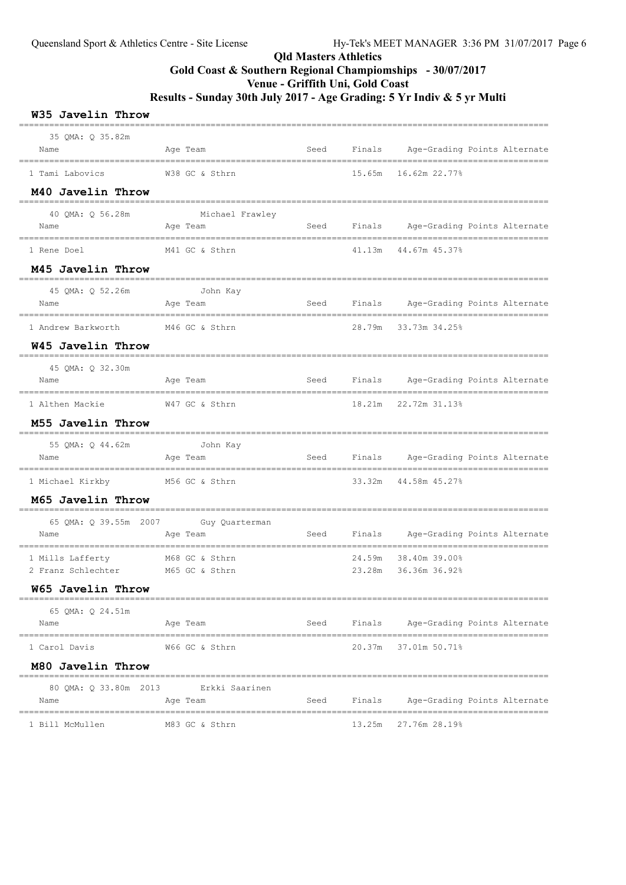Qld Masters Athletics

Gold Coast & Southern Regional Champiomships - 30/07/2017

Venue - Griffith Uni, Gold Coast

Results - Sunday 30th July 2017 - Age Grading: 5 Yr Indiv & 5 yr Multi

## W35 Javelin Throw

35 QMA: Q 35.82m

| Name | Age | Team | Seed | Finals | Age-Grading | Points | Alternate |
|---|---|---|---|---|---|---|---|
| 1 Tami Labovics | W38 | GC & Sthrn | | 15.65m | 16.62m 22.77% | | |

## M40 Javelin Throw

40 QMA: Q 56.28m Michael Frawley

| Name | Age | Team | Seed | Finals | Age-Grading | Points | Alternate |
|---|---|---|---|---|---|---|---|
| 1 Rene Doel | M41 | GC & Sthrn | | 41.13m | 44.67m 45.37% | | |

## M45 Javelin Throw

45 QMA: Q 52.26m John Kay

| Name | Age | Team | Seed | Finals | Age-Grading | Points | Alternate |
|---|---|---|---|---|---|---|---|
| 1 Andrew Barkworth | M46 | GC & Sthrn | | 28.79m | 33.73m 34.25% | | |

## W45 Javelin Throw

45 QMA: Q 32.30m

| Name | Age | Team | Seed | Finals | Age-Grading | Points | Alternate |
|---|---|---|---|---|---|---|---|
| 1 Althen Mackie | W47 | GC & Sthrn | | 18.21m | 22.72m 31.13% | | |

## M55 Javelin Throw

55 QMA: Q 44.62m John Kay

| Name | Age | Team | Seed | Finals | Age-Grading | Points | Alternate |
|---|---|---|---|---|---|---|---|
| 1 Michael Kirkby | M56 | GC & Sthrn | | 33.32m | 44.58m 45.27% | | |

## M65 Javelin Throw

65 QMA: Q 39.55m 2007 Guy Quarterman

| Name | Age | Team | Seed | Finals | Age-Grading | Points | Alternate |
|---|---|---|---|---|---|---|---|
| 1 Mills Lafferty | M68 | GC & Sthrn | | 24.59m | 38.40m 39.00% | | |
| 2 Franz Schlechter | M65 | GC & Sthrn | | 23.28m | 36.36m 36.92% | | |

## W65 Javelin Throw

65 QMA: Q 24.51m

| Name | Age | Team | Seed | Finals | Age-Grading | Points | Alternate |
|---|---|---|---|---|---|---|---|
| 1 Carol Davis | W66 | GC & Sthrn | | 20.37m | 37.01m 50.71% | | |

## M80 Javelin Throw

80 QMA: Q 33.80m 2013 Erkki Saarinen

| Name | Age | Team | Seed | Finals | Age-Grading | Points | Alternate |
|---|---|---|---|---|---|---|---|
| 1 Bill McMullen | M83 | GC & Sthrn | | 13.25m | 27.76m 28.19% | | |